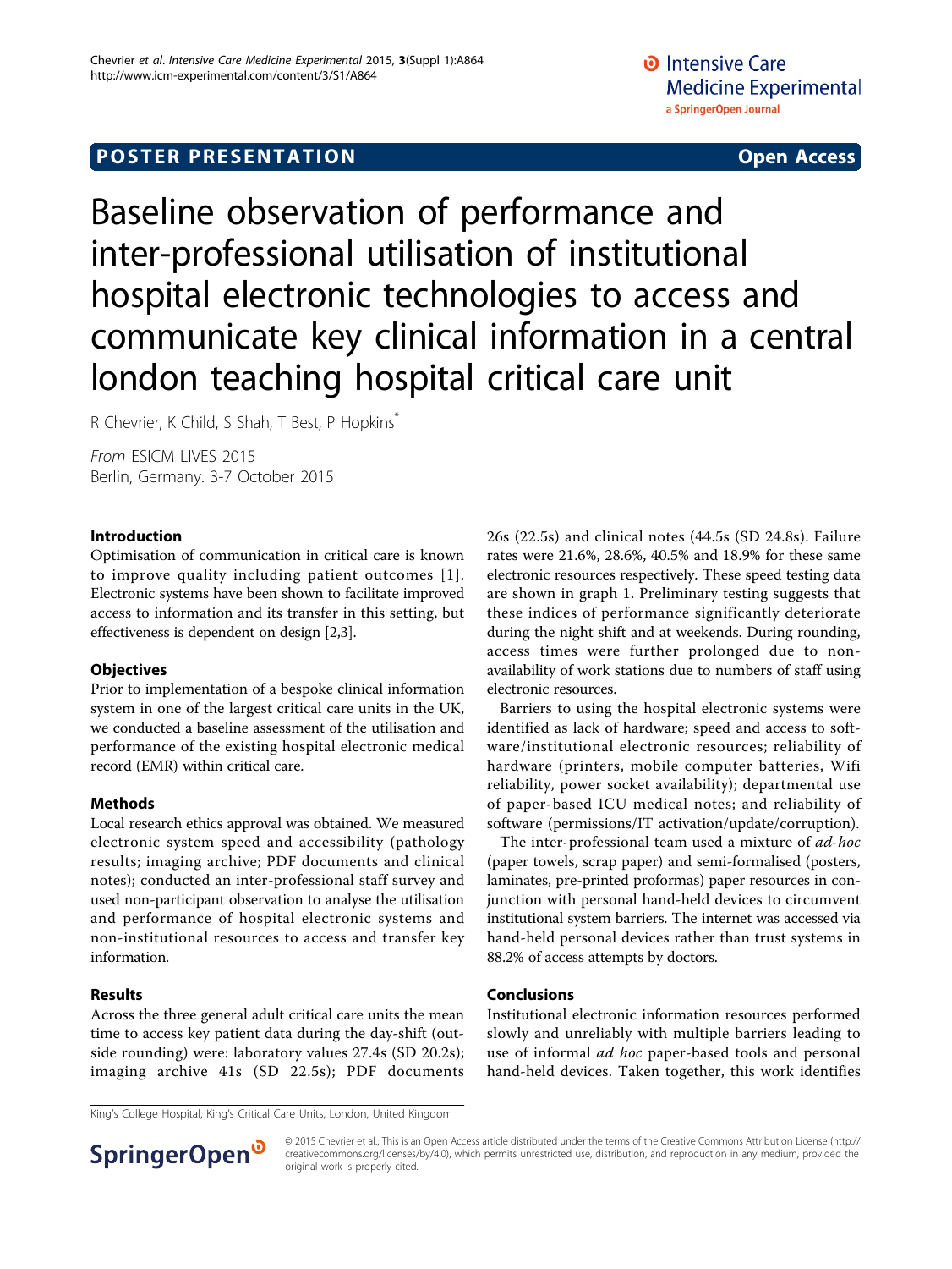POSTER PRESENTATION Open Access

# Baseline observation of performance and inter-professional utilisation of institutional hospital electronic technologies to access and communicate key clinical information in a central london teaching hospital critical care unit

R Chevrier, K Child, S Shah, T Best, P Hopkins*

*From* ESICM LIVES 2015
Berlin, Germany. 3-7 October 2015

## Introduction

Optimisation of communication in critical care is known to improve quality including patient outcomes [1]. Electronic systems have been shown to facilitate improved access to information and its transfer in this setting, but effectiveness is dependent on design [2,3].

## Objectives

Prior to implementation of a bespoke clinical information system in one of the largest critical care units in the UK, we conducted a baseline assessment of the utilisation and performance of the existing hospital electronic medical record (EMR) within critical care.

## Methods

Local research ethics approval was obtained. We measured electronic system speed and accessibility (pathology results; imaging archive; PDF documents and clinical notes); conducted an inter-professional staff survey and used non-participant observation to analyse the utilisation and performance of hospital electronic systems and non-institutional resources to access and transfer key information.

## Results

Across the three general adult critical care units the mean time to access key patient data during the day-shift (outside rounding) were: laboratory values 27.4s (SD 20.2s); imaging archive 41s (SD 22.5s); PDF documents 26s (22.5s) and clinical notes (44.5s (SD 24.8s). Failure rates were 21.6%, 28.6%, 40.5% and 18.9% for these same electronic resources respectively. These speed testing data are shown in graph 1. Preliminary testing suggests that these indices of performance significantly deteriorate during the night shift and at weekends. During rounding, access times were further prolonged due to non-availability of work stations due to numbers of staff using electronic resources.

Barriers to using the hospital electronic systems were identified as lack of hardware; speed and access to software/institutional electronic resources; reliability of hardware (printers, mobile computer batteries, Wifi reliability, power socket availability); departmental use of paper-based ICU medical notes; and reliability of software (permissions/IT activation/update/corruption).

The inter-professional team used a mixture of *ad-hoc* (paper towels, scrap paper) and semi-formalised (posters, laminates, pre-printed proformas) paper resources in conjunction with personal hand-held devices to circumvent institutional system barriers. The internet was accessed via hand-held personal devices rather than trust systems in 88.2% of access attempts by doctors.

## Conclusions

Institutional electronic information resources performed slowly and unreliably with multiple barriers leading to use of informal *ad hoc* paper-based tools and personal hand-held devices. Taken together, this work identifies

King's College Hospital, King's Critical Care Units, London, United Kingdom

© 2015 Chevrier et al.; This is an Open Access article distributed under the terms of the Creative Commons Attribution License (http://creativecommons.org/licenses/by/4.0), which permits unrestricted use, distribution, and reproduction in any medium, provided the original work is properly cited.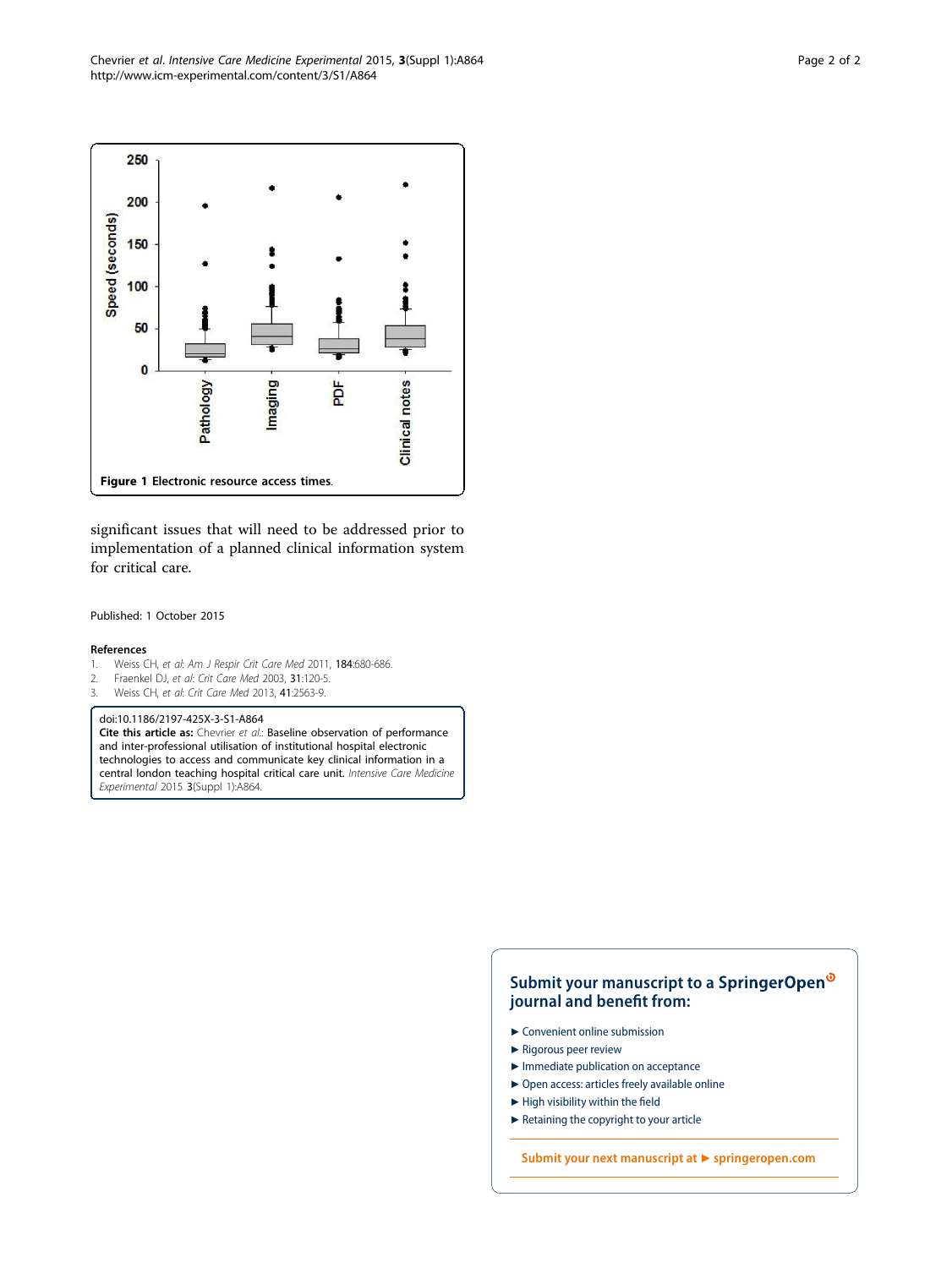Speed (seconds)

250

200

150

100

50

0

Pathology

Imaging

PDF

Clinical notes

**Figure 1 Electronic resource access times**.

significant issues that will need to be addressed prior to implementation of a planned clinical information system for critical care.

Published: 1 October 2015

#### References

1. Weiss CH, *et al*: *Am J Respir Crit Care Med* 2011, **184**:680-686.
2. Fraenkel DJ, *et al*: *Crit Care Med* 2003, **31**:120-5.
3. Weiss CH, *et al*: *Crit Care Med* 2013, **41**:2563-9.

doi:10.1186/2197-425X-3-S1-A864

**Cite this article as:** Chevrier *et al.*: Baseline observation of performance and inter-professional utilisation of institutional hospital electronic technologies to access and communicate key clinical information in a central london teaching hospital critical care unit. *Intensive Care Medicine Experimental* 2015 **3**(Suppl 1):A864.

**Submit your manuscript to a SpringerOpen journal and benefit from:**

- ► Convenient online submission
- ► Rigorous peer review
- ► Immediate publication on acceptance
- ► Open access: articles freely available online
- ► High visibility within the field
- ► Retaining the copyright to your article

**Submit your next manuscript at ► springeropen.com**